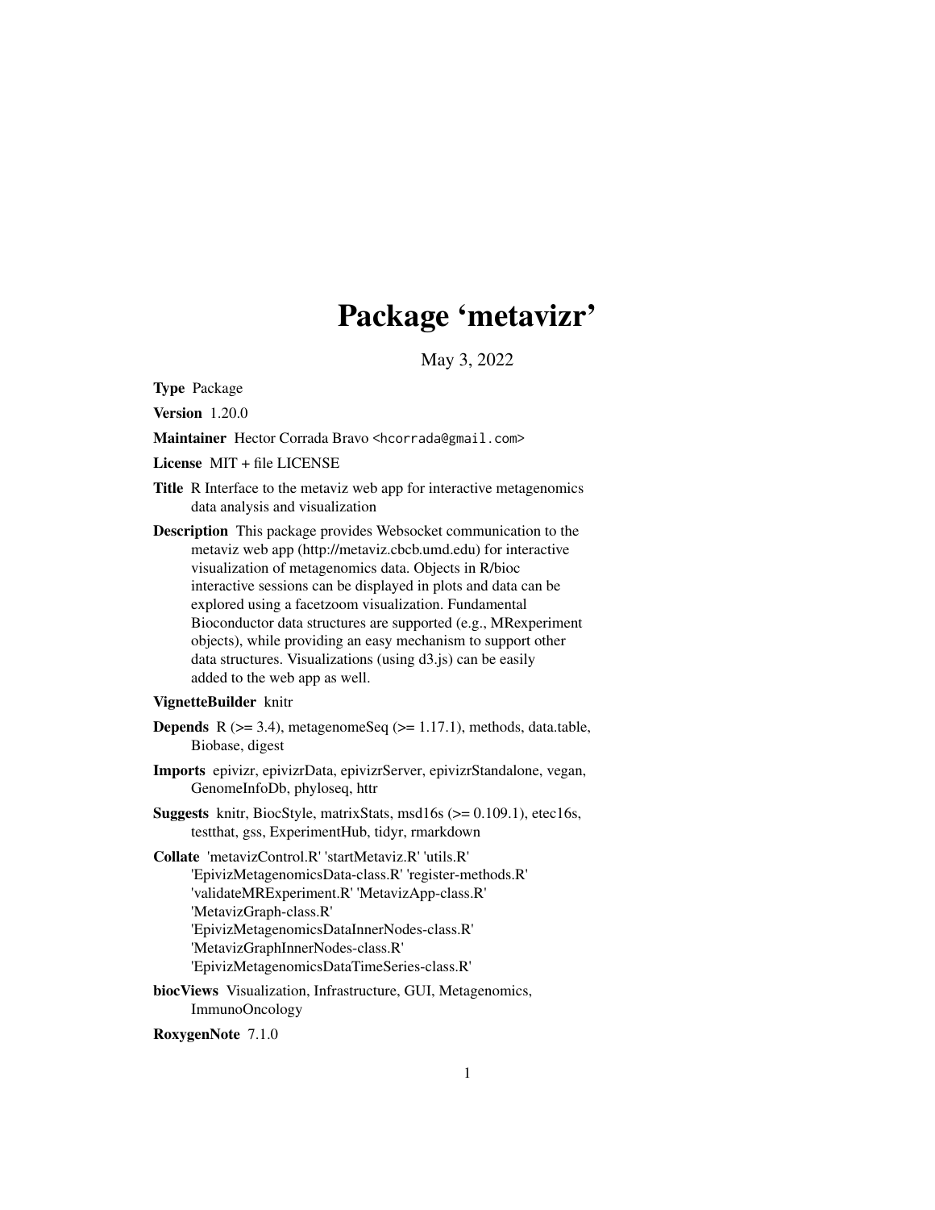# Package 'metavizr'

May 3, 2022

**Type** Package

**Version** 1.20.0

**Maintainer** Hector Corrada Bravo <hcorrada@gmail.com>

**License** MIT + file LICENSE

**Title** R Interface to the metaviz web app for interactive metagenomics data analysis and visualization

**Description** This package provides Websocket communication to the metaviz web app (http://metaviz.cbcb.umd.edu) for interactive visualization of metagenomics data. Objects in R/bioc interactive sessions can be displayed in plots and data can be explored using a facetzoom visualization. Fundamental Bioconductor data structures are supported (e.g., MRexperiment objects), while providing an easy mechanism to support other data structures. Visualizations (using d3.js) can be easily added to the web app as well.

**VignetteBuilder** knitr

**Depends** R (>= 3.4), metagenomeSeq (>= 1.17.1), methods, data.table, Biobase, digest

**Imports** epivizr, epivizrData, epivizrServer, epivizrStandalone, vegan, GenomeInfoDb, phyloseq, httr

**Suggests** knitr, BiocStyle, matrixStats, msd16s (>= 0.109.1), etec16s, testthat, gss, ExperimentHub, tidyr, rmarkdown

**Collate** 'metavizControl.R' 'startMetaviz.R' 'utils.R' 'EpivizMetagenomicsData-class.R' 'register-methods.R' 'validateMRExperiment.R' 'MetavizApp-class.R' 'MetavizGraph-class.R' 'EpivizMetagenomicsDataInnerNodes-class.R' 'MetavizGraphInnerNodes-class.R' 'EpivizMetagenomicsDataTimeSeries-class.R'

**biocViews** Visualization, Infrastructure, GUI, Metagenomics, ImmunoOncology

**RoxygenNote** 7.1.0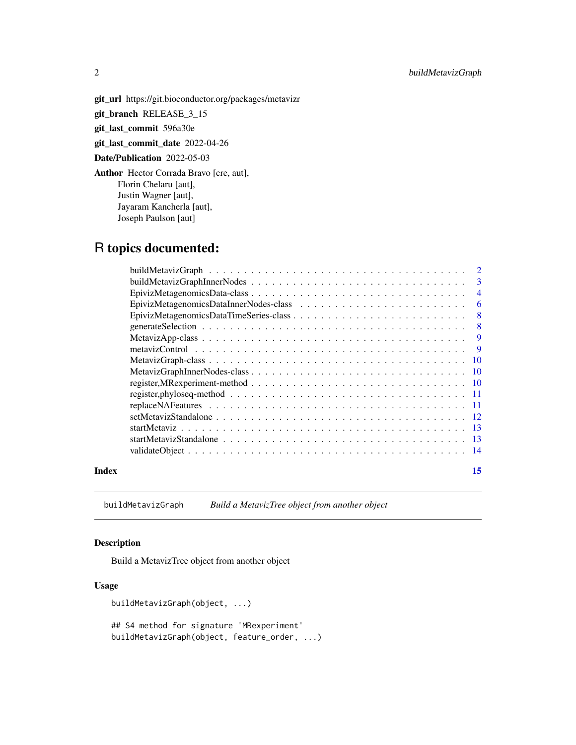**git_url** https://git.bioconductor.org/packages/metavizr

**git_branch** RELEASE_3_15

**git_last_commit** 596a30e

**git_last_commit_date** 2022-04-26

**Date/Publication** 2022-05-03

**Author** Hector Corrada Bravo [cre, aut],
Florin Chelaru [aut],
Justin Wagner [aut],
Jayaram Kancherla [aut],
Joseph Paulson [aut]

# R topics documented:

- buildMetavizGraph . . . . . . . . . . . . . . . . . . . . . . . . . . . . . . . . . . . . 2
- buildMetavizGraphInnerNodes . . . . . . . . . . . . . . . . . . . . . . . . . . . . . . 3
- EpivizMetagenomicsData-class . . . . . . . . . . . . . . . . . . . . . . . . . . . . . . 4
- EpivizMetagenomicsDataInnerNodes-class . . . . . . . . . . . . . . . . . . . . . . . . . 6
- EpivizMetagenomicsDataTimeSeries-class . . . . . . . . . . . . . . . . . . . . . . . . 8
- generateSelection . . . . . . . . . . . . . . . . . . . . . . . . . . . . . . . . . . . . 8
- MetavizApp-class . . . . . . . . . . . . . . . . . . . . . . . . . . . . . . . . . . . . 9
- metavizControl . . . . . . . . . . . . . . . . . . . . . . . . . . . . . . . . . . . . . 9
- MetavizGraph-class . . . . . . . . . . . . . . . . . . . . . . . . . . . . . . . . . . . 10
- MetavizGraphInnerNodes-class . . . . . . . . . . . . . . . . . . . . . . . . . . . . . . 10
- register,MRexperiment-method . . . . . . . . . . . . . . . . . . . . . . . . . . . . . . 10
- register,phyloseq-method . . . . . . . . . . . . . . . . . . . . . . . . . . . . . . . . 11
- replaceNAFeatures . . . . . . . . . . . . . . . . . . . . . . . . . . . . . . . . . . . . 11
- setMetavizStandalone . . . . . . . . . . . . . . . . . . . . . . . . . . . . . . . . . . 12
- startMetaviz . . . . . . . . . . . . . . . . . . . . . . . . . . . . . . . . . . . . . . 13
- startMetavizStandalone . . . . . . . . . . . . . . . . . . . . . . . . . . . . . . . . . 13
- validateObject . . . . . . . . . . . . . . . . . . . . . . . . . . . . . . . . . . . . . 14

**Index** 15

---

`buildMetavizGraph` *Build a MetavizTree object from another object*

---

### Description

Build a MetavizTree object from another object

### Usage

```
buildMetavizGraph(object, ...)

## S4 method for signature 'MRexperiment'
buildMetavizGraph(object, feature_order, ...)
```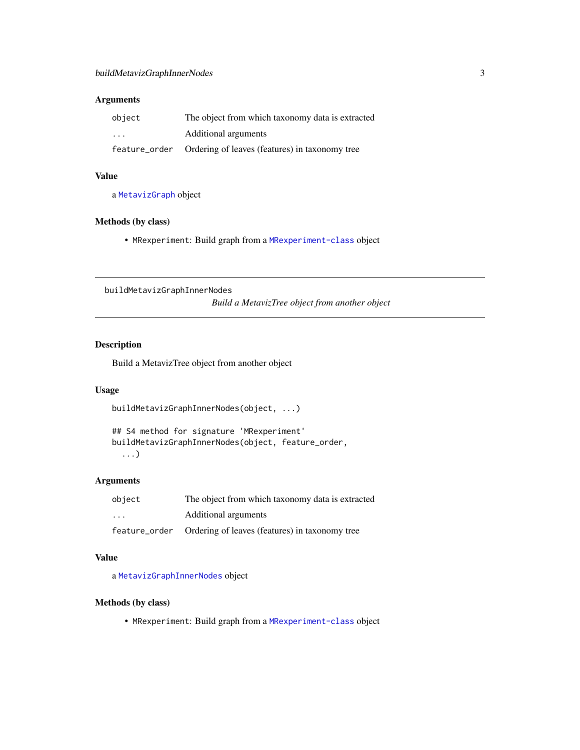## Arguments

| | |
|---|---|
| `object` | The object from which taxonomy data is extracted |
| `...` | Additional arguments |
| `feature_order` | Ordering of leaves (features) in taxonomy tree |

## Value

a `MetavizGraph` object

## Methods (by class)

- `MRexperiment`: Build graph from a `MRexperiment-class` object

---

`buildMetavizGraphInnerNodes` *Build a MetavizTree object from another object*

---

## Description

Build a MetavizTree object from another object

## Usage

```
buildMetavizGraphInnerNodes(object, ...)

## S4 method for signature 'MRexperiment'
buildMetavizGraphInnerNodes(object, feature_order,
  ...)
```

## Arguments

| | |
|---|---|
| `object` | The object from which taxonomy data is extracted |
| `...` | Additional arguments |
| `feature_order` | Ordering of leaves (features) in taxonomy tree |

## Value

a `MetavizGraphInnerNodes` object

## Methods (by class)

- `MRexperiment`: Build graph from a `MRexperiment-class` object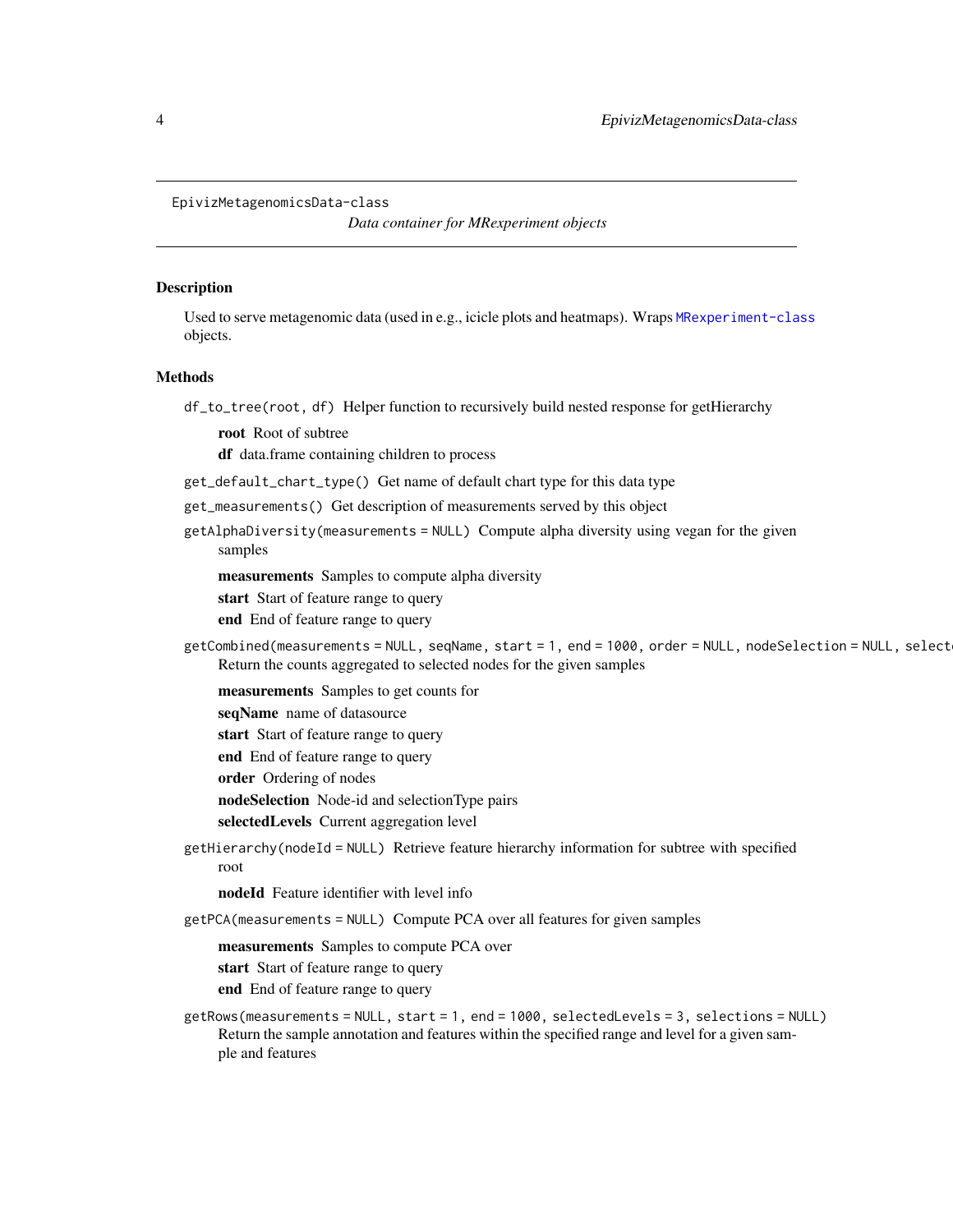EpivizMetagenomicsData-class

*Data container for MRexperiment objects*

## Description

Used to serve metagenomic data (used in e.g., icicle plots and heatmaps). Wraps `MRexperiment-class` objects.

## Methods

`df_to_tree(root, df)` Helper function to recursively build nested response for getHierarchy

- **root** Root of subtree
- **df** data.frame containing children to process

`get_default_chart_type()` Get name of default chart type for this data type

`get_measurements()` Get description of measurements served by this object

`getAlphaDiversity(measurements = NULL)` Compute alpha diversity using vegan for the given samples

- **measurements** Samples to compute alpha diversity
- **start** Start of feature range to query
- **end** End of feature range to query

`getCombined(measurements = NULL, seqName, start = 1, end = 1000, order = NULL, nodeSelection = NULL, select`
Return the counts aggregated to selected nodes for the given samples

- **measurements** Samples to get counts for
- **seqName** name of datasource
- **start** Start of feature range to query
- **end** End of feature range to query
- **order** Ordering of nodes
- **nodeSelection** Node-id and selectionType pairs
- **selectedLevels** Current aggregation level

`getHierarchy(nodeId = NULL)` Retrieve feature hierarchy information for subtree with specified root

- **nodeId** Feature identifier with level info

`getPCA(measurements = NULL)` Compute PCA over all features for given samples

- **measurements** Samples to compute PCA over
- **start** Start of feature range to query
- **end** End of feature range to query

`getRows(measurements = NULL, start = 1, end = 1000, selectedLevels = 3, selections = NULL)`
Return the sample annotation and features within the specified range and level for a given sample and features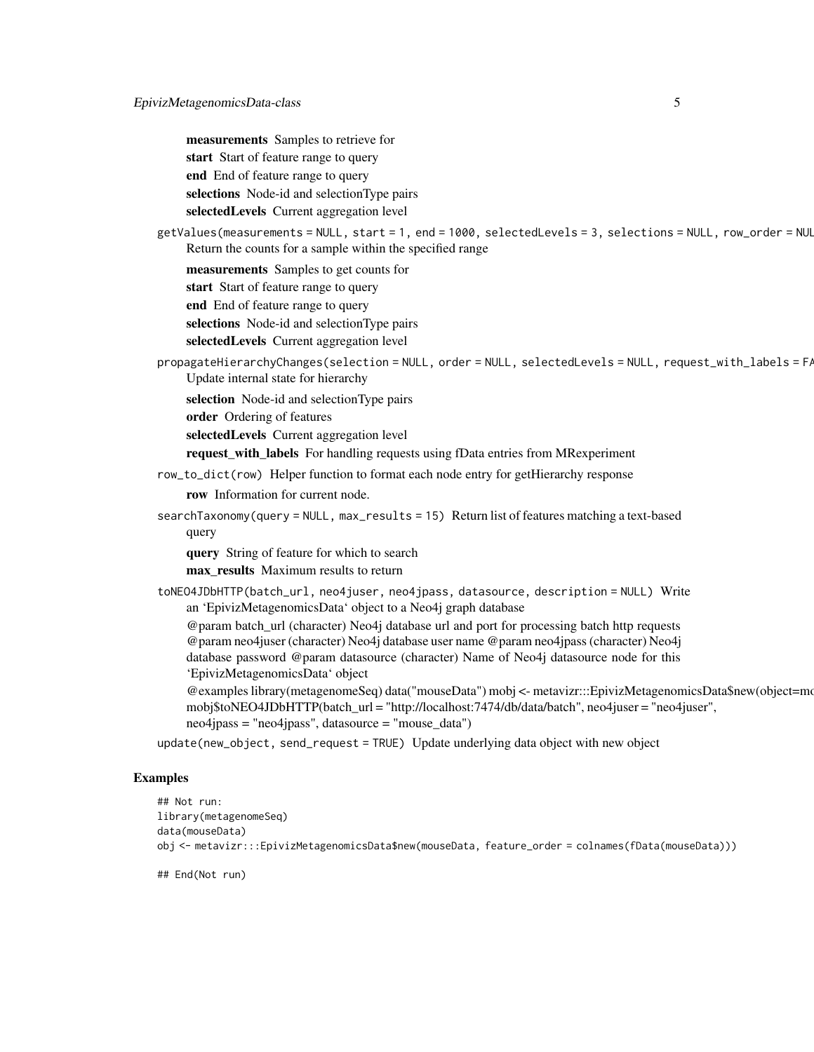**measurements** Samples to retrieve for

**start** Start of feature range to query

**end** End of feature range to query

**selections** Node-id and selectionType pairs

**selectedLevels** Current aggregation level

`getValues(measurements = NULL, start = 1, end = 1000, selectedLevels = 3, selections = NULL, row_order = NUL`
Return the counts for a sample within the specified range

**measurements** Samples to get counts for

**start** Start of feature range to query

**end** End of feature range to query

**selections** Node-id and selectionType pairs

**selectedLevels** Current aggregation level

`propagateHierarchyChanges(selection = NULL, order = NULL, selectedLevels = NULL, request_with_labels = FA`
Update internal state for hierarchy

**selection** Node-id and selectionType pairs

**order** Ordering of features

**selectedLevels** Current aggregation level

**request_with_labels** For handling requests using fData entries from MRexperiment

`row_to_dict(row)` Helper function to format each node entry for getHierarchy response

**row** Information for current node.

`searchTaxonomy(query = NULL, max_results = 15)` Return list of features matching a text-based query

**query** String of feature for which to search

**max_results** Maximum results to return

`toNEO4JDbHTTP(batch_url, neo4juser, neo4jpass, datasource, description = NULL)` Write an 'EpivizMetagenomicsData' object to a Neo4j graph database

@param batch_url (character) Neo4j database url and port for processing batch http requests @param neo4juser (character) Neo4j database user name @param neo4jpass (character) Neo4j database password @param datasource (character) Name of Neo4j datasource node for this 'EpivizMetagenomicsData' object

@examples library(metagenomeSeq) data("mouseData") mobj <- metavizr:::EpivizMetagenomicsData$new(object=mo
mobj$toNEO4JDbHTTP(batch_url = "http://localhost:7474/db/data/batch", neo4juser = "neo4juser", neo4jpass = "neo4jpass", datasource = "mouse_data")

`update(new_object, send_request = TRUE)` Update underlying data object with new object

## Examples

```
## Not run:
library(metagenomeSeq)
data(mouseData)
obj <- metavizr:::EpivizMetagenomicsData$new(mouseData, feature_order = colnames(fData(mouseData)))

## End(Not run)
```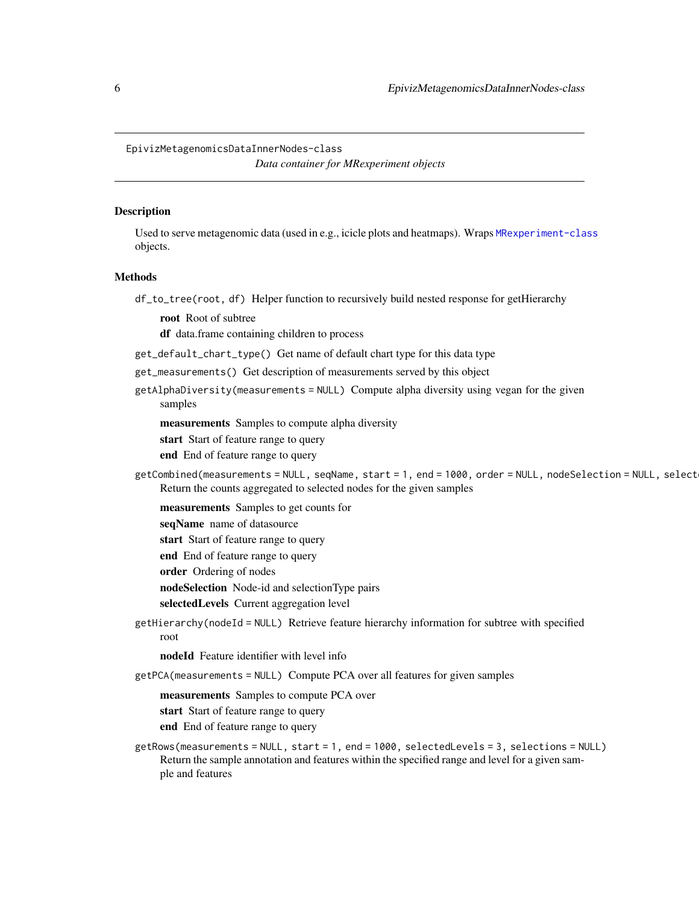EpivizMetagenomicsDataInnerNodes-class

*Data container for MRexperiment objects*

## Description

Used to serve metagenomic data (used in e.g., icicle plots and heatmaps). Wraps `MRexperiment-class` objects.

## Methods

`df_to_tree(root, df)` Helper function to recursively build nested response for getHierarchy

- **root** Root of subtree
- **df** data.frame containing children to process

`get_default_chart_type()` Get name of default chart type for this data type

`get_measurements()` Get description of measurements served by this object

`getAlphaDiversity(measurements = NULL)` Compute alpha diversity using vegan for the given samples

- **measurements** Samples to compute alpha diversity
- **start** Start of feature range to query
- **end** End of feature range to query

`getCombined(measurements = NULL, seqName, start = 1, end = 1000, order = NULL, nodeSelection = NULL, selecte`
Return the counts aggregated to selected nodes for the given samples

- **measurements** Samples to get counts for
- **seqName** name of datasource
- **start** Start of feature range to query
- **end** End of feature range to query
- **order** Ordering of nodes
- **nodeSelection** Node-id and selectionType pairs
- **selectedLevels** Current aggregation level

`getHierarchy(nodeId = NULL)` Retrieve feature hierarchy information for subtree with specified root

- **nodeId** Feature identifier with level info

`getPCA(measurements = NULL)` Compute PCA over all features for given samples

- **measurements** Samples to compute PCA over
- **start** Start of feature range to query
- **end** End of feature range to query

`getRows(measurements = NULL, start = 1, end = 1000, selectedLevels = 3, selections = NULL)`
Return the sample annotation and features within the specified range and level for a given sample and features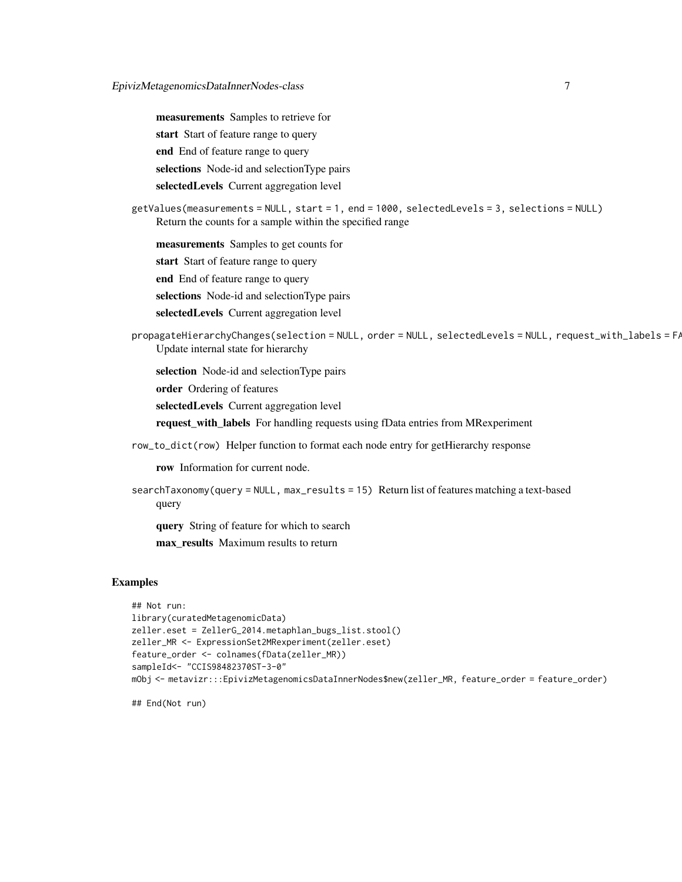**measurements** Samples to retrieve for

**start** Start of feature range to query

**end** End of feature range to query

**selections** Node-id and selectionType pairs

**selectedLevels** Current aggregation level

`getValues(measurements = NULL, start = 1, end = 1000, selectedLevels = 3, selections = NULL)`
Return the counts for a sample within the specified range

**measurements** Samples to get counts for

**start** Start of feature range to query

**end** End of feature range to query

**selections** Node-id and selectionType pairs

**selectedLevels** Current aggregation level

`propagateHierarchyChanges(selection = NULL, order = NULL, selectedLevels = NULL, request_with_labels = FA`
Update internal state for hierarchy

**selection** Node-id and selectionType pairs

**order** Ordering of features

**selectedLevels** Current aggregation level

**request_with_labels** For handling requests using fData entries from MRexperiment

`row_to_dict(row)` Helper function to format each node entry for getHierarchy response

**row** Information for current node.

`searchTaxonomy(query = NULL, max_results = 15)` Return list of features matching a text-based query

**query** String of feature for which to search

**max_results** Maximum results to return

## Examples

```
## Not run:
library(curatedMetagenomicData)
zeller.eset = ZellerG_2014.metaphlan_bugs_list.stool()
zeller_MR <- ExpressionSet2MRexperiment(zeller.eset)
feature_order <- colnames(fData(zeller_MR))
sampleId<- "CCIS98482370ST-3-0"
mObj <- metavizr:::EpivizMetagenomicsDataInnerNodes$new(zeller_MR, feature_order = feature_order)

## End(Not run)
```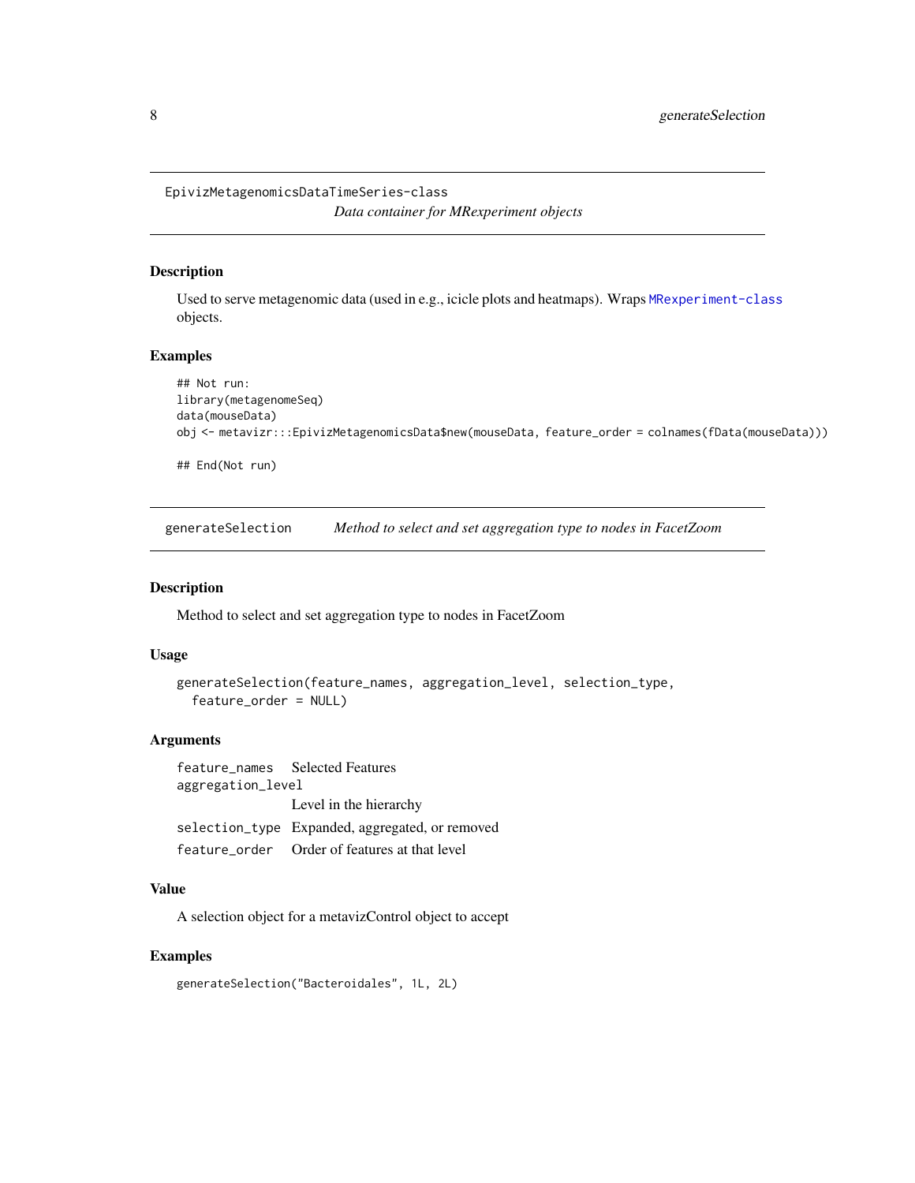## EpivizMetagenomicsDataTimeSeries-class

*Data container for MRexperiment objects*

### Description

Used to serve metagenomic data (used in e.g., icicle plots and heatmaps). Wraps MRexperiment-class objects.

### Examples

```
## Not run:
library(metagenomeSeq)
data(mouseData)
obj <- metavizr:::EpivizMetagenomicsData$new(mouseData, feature_order = colnames(fData(mouseData)))

## End(Not run)
```

## generateSelection

*Method to select and set aggregation type to nodes in FacetZoom*

### Description

Method to select and set aggregation type to nodes in FacetZoom

### Usage

```
generateSelection(feature_names, aggregation_level, selection_type,
  feature_order = NULL)
```

### Arguments

| | |
|---|---|
| feature_names | Selected Features |
| aggregation_level | Level in the hierarchy |
| selection_type | Expanded, aggregated, or removed |
| feature_order | Order of features at that level |

### Value

A selection object for a metavizControl object to accept

### Examples

```
generateSelection("Bacteroidales", 1L, 2L)
```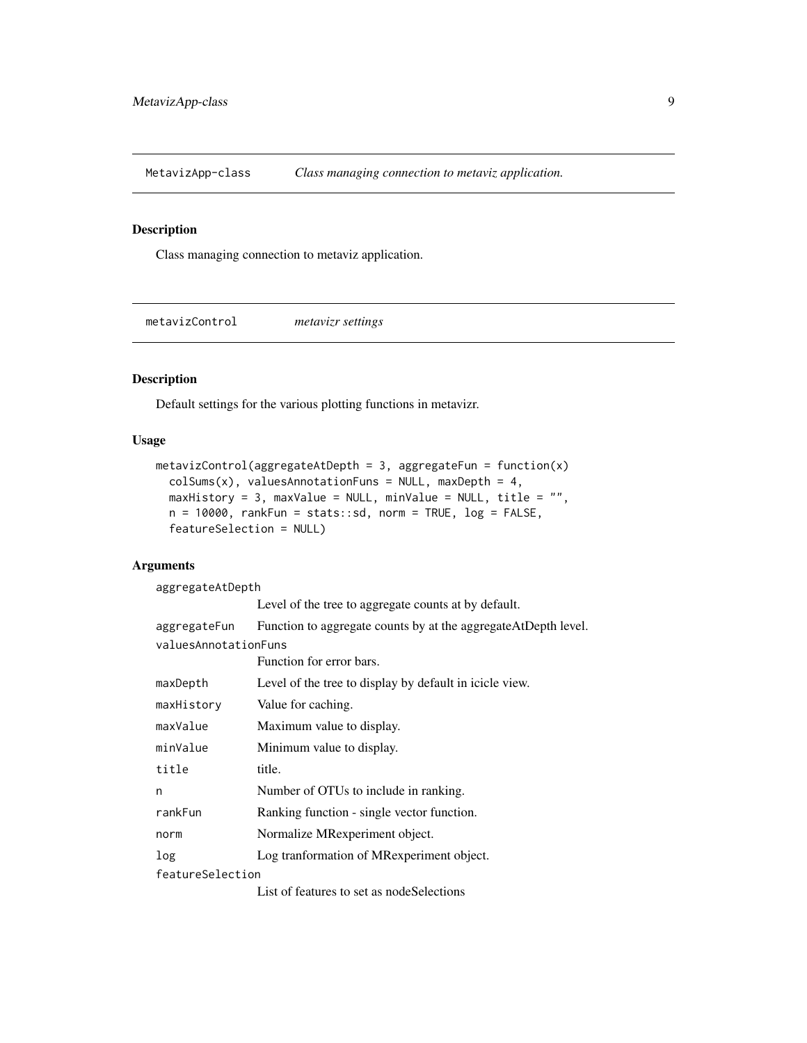## MetavizApp-class *Class managing connection to metaviz application.*

### Description

Class managing connection to metaviz application.

## metavizControl *metavizr settings*

### Description

Default settings for the various plotting functions in metavizr.

### Usage

```
metavizControl(aggregateAtDepth = 3, aggregateFun = function(x)
  colSums(x), valuesAnnotationFuns = NULL, maxDepth = 4,
  maxHistory = 3, maxValue = NULL, minValue = NULL, title = "",
  n = 10000, rankFun = stats::sd, norm = TRUE, log = FALSE,
  featureSelection = NULL)
```

### Arguments

| | |
|---|---|
| `aggregateAtDepth` | Level of the tree to aggregate counts at by default. |
| `aggregateFun` | Function to aggregate counts by at the aggregateAtDepth level. |
| `valuesAnnotationFuns` | Function for error bars. |
| `maxDepth` | Level of the tree to display by default in icicle view. |
| `maxHistory` | Value for caching. |
| `maxValue` | Maximum value to display. |
| `minValue` | Minimum value to display. |
| `title` | title. |
| `n` | Number of OTUs to include in ranking. |
| `rankFun` | Ranking function - single vector function. |
| `norm` | Normalize MRexperiment object. |
| `log` | Log tranformation of MRexperiment object. |
| `featureSelection` | List of features to set as nodeSelections |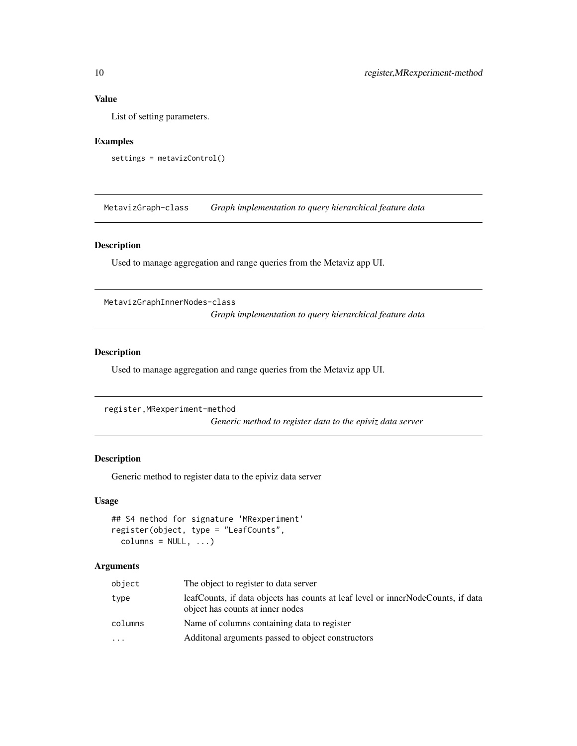### Value

List of setting parameters.

### Examples

```
settings = metavizControl()
```

---

## MetavizGraph-class — *Graph implementation to query hierarchical feature data*

### Description

Used to manage aggregation and range queries from the Metaviz app UI.

---

## MetavizGraphInnerNodes-class — *Graph implementation to query hierarchical feature data*

### Description

Used to manage aggregation and range queries from the Metaviz app UI.

---

## register,MRexperiment-method — *Generic method to register data to the epiviz data server*

### Description

Generic method to register data to the epiviz data server

### Usage

```
## S4 method for signature 'MRexperiment'
register(object, type = "LeafCounts",
  columns = NULL, ...)
```

### Arguments

| | |
|---|---|
| `object` | The object to register to data server |
| `type` | leafCounts, if data objects has counts at leaf level or innerNodeCounts, if data object has counts at inner nodes |
| `columns` | Name of columns containing data to register |
| `...` | Additonal arguments passed to object constructors |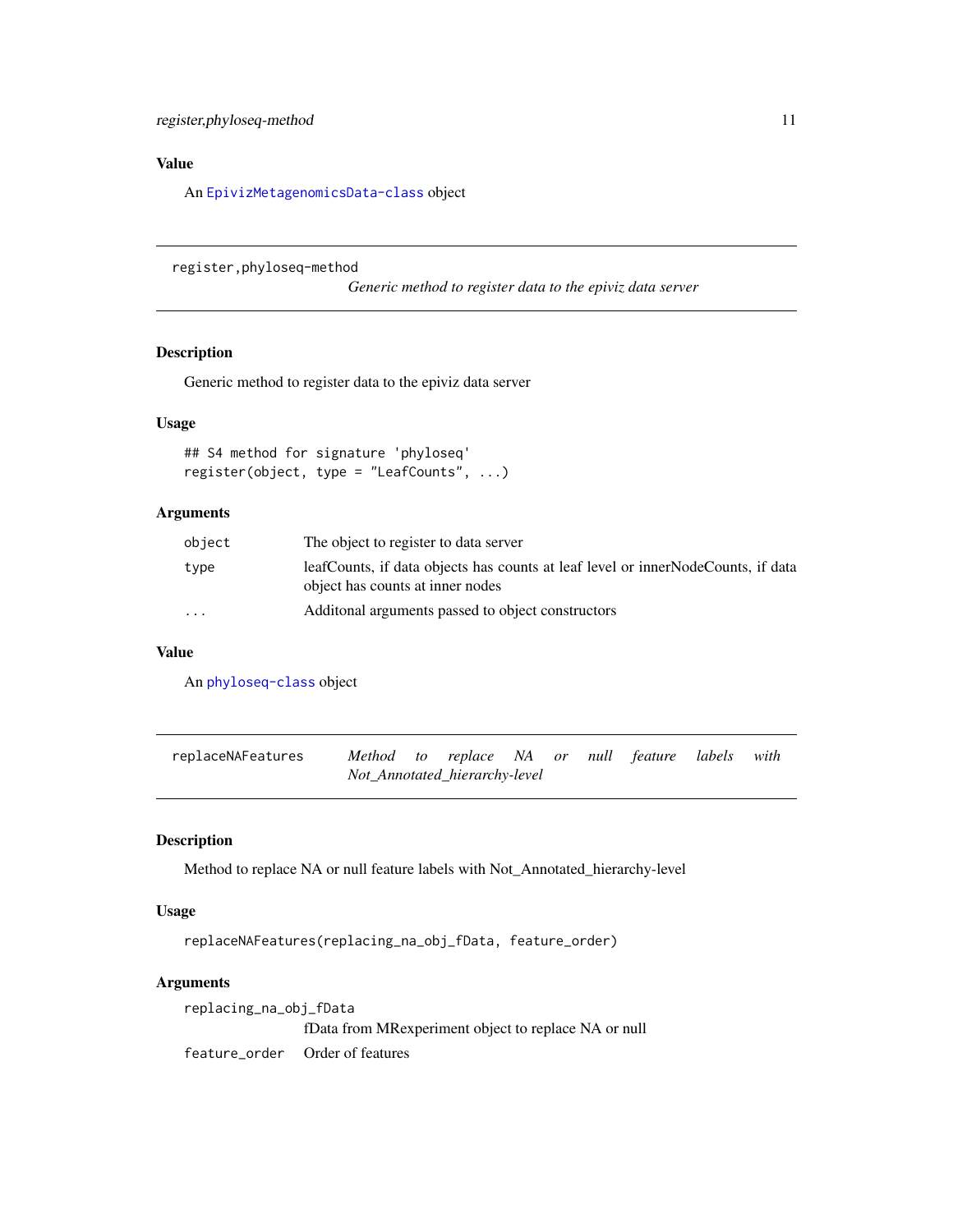### Value

An EpivizMetagenomicsData-class object

---

## register,phyloseq-method

*Generic method to register data to the epiviz data server*

### Description

Generic method to register data to the epiviz data server

### Usage

```
## S4 method for signature 'phyloseq'
register(object, type = "LeafCounts", ...)
```

### Arguments

| | |
|---|---|
| object | The object to register to data server |
| type | leafCounts, if data objects has counts at leaf level or innerNodeCounts, if data object has counts at inner nodes |
| ... | Additonal arguments passed to object constructors |

### Value

An phyloseq-class object

---

## replaceNAFeatures

*Method to replace NA or null feature labels with Not_Annotated_hierarchy-level*

### Description

Method to replace NA or null feature labels with Not_Annotated_hierarchy-level

### Usage

```
replaceNAFeatures(replacing_na_obj_fData, feature_order)
```

### Arguments

| | |
|---|---|
| replacing_na_obj_fData | fData from MRexperiment object to replace NA or null |
| feature_order | Order of features |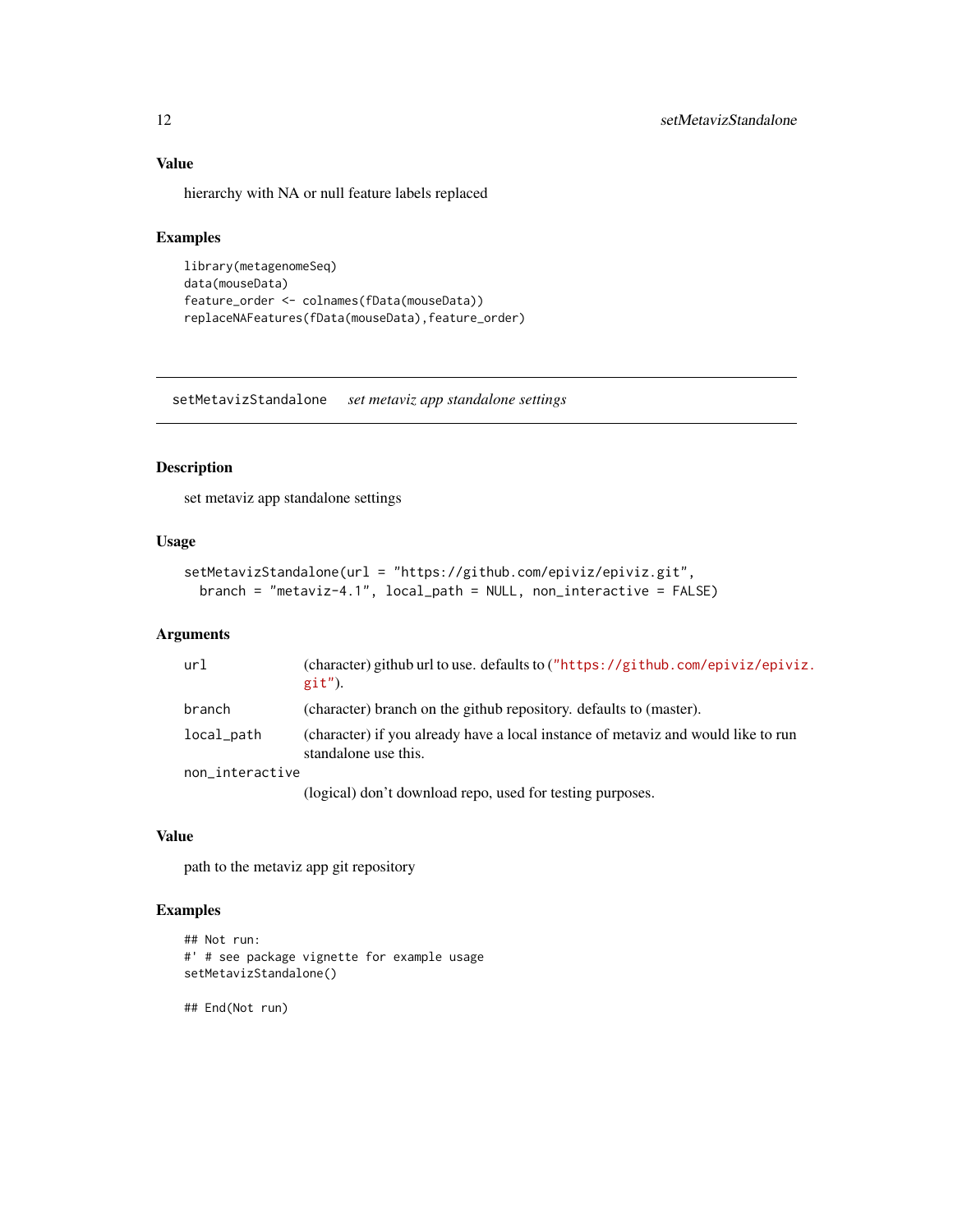### Value

hierarchy with NA or null feature labels replaced

### Examples

```
library(metagenomeSeq)
data(mouseData)
feature_order <- colnames(fData(mouseData))
replaceNAFeatures(fData(mouseData),feature_order)
```

---

## setMetavizStandalone *set metaviz app standalone settings*

---

### Description

set metaviz app standalone settings

### Usage

```
setMetavizStandalone(url = "https://github.com/epiviz/epiviz.git",
  branch = "metaviz-4.1", local_path = NULL, non_interactive = FALSE)
```

### Arguments

| | |
|---|---|
| url | (character) github url to use. defaults to ("https://github.com/epiviz/epiviz.git"). |
| branch | (character) branch on the github repository. defaults to (master). |
| local_path | (character) if you already have a local instance of metaviz and would like to run standalone use this. |
| non_interactive | (logical) don't download repo, used for testing purposes. |

### Value

path to the metaviz app git repository

### Examples

```
## Not run:
#' # see package vignette for example usage
setMetavizStandalone()

## End(Not run)
```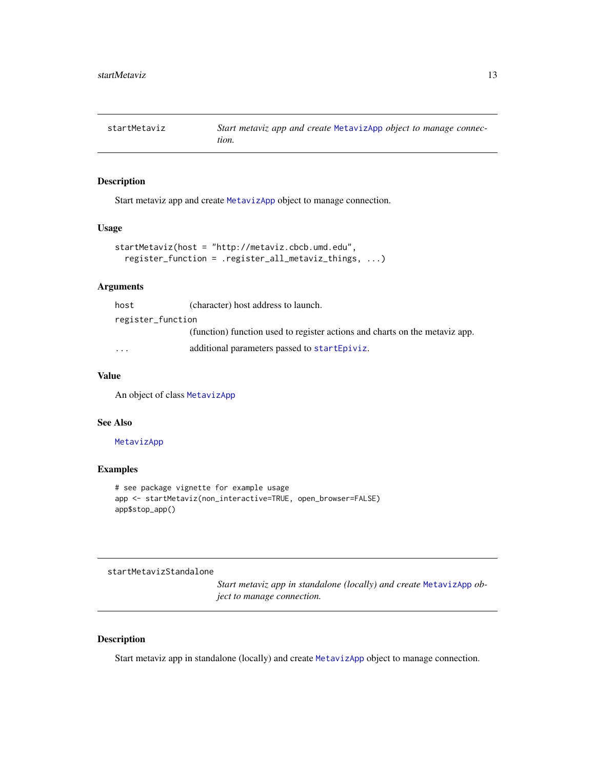## startMetaviz

*Start metaviz app and create MetavizApp object to manage connection.*

### Description

Start metaviz app and create MetavizApp object to manage connection.

### Usage

```
startMetaviz(host = "http://metaviz.cbcb.umd.edu",
  register_function = .register_all_metaviz_things, ...)
```

### Arguments

| | |
|---|---|
| host | (character) host address to launch. |
| register_function | (function) function used to register actions and charts on the metaviz app. |
| ... | additional parameters passed to startEpiviz. |

### Value

An object of class MetavizApp

### See Also

MetavizApp

### Examples

```
# see package vignette for example usage
app <- startMetaviz(non_interactive=TRUE, open_browser=FALSE)
app$stop_app()
```

## startMetavizStandalone

*Start metaviz app in standalone (locally) and create MetavizApp object to manage connection.*

### Description

Start metaviz app in standalone (locally) and create MetavizApp object to manage connection.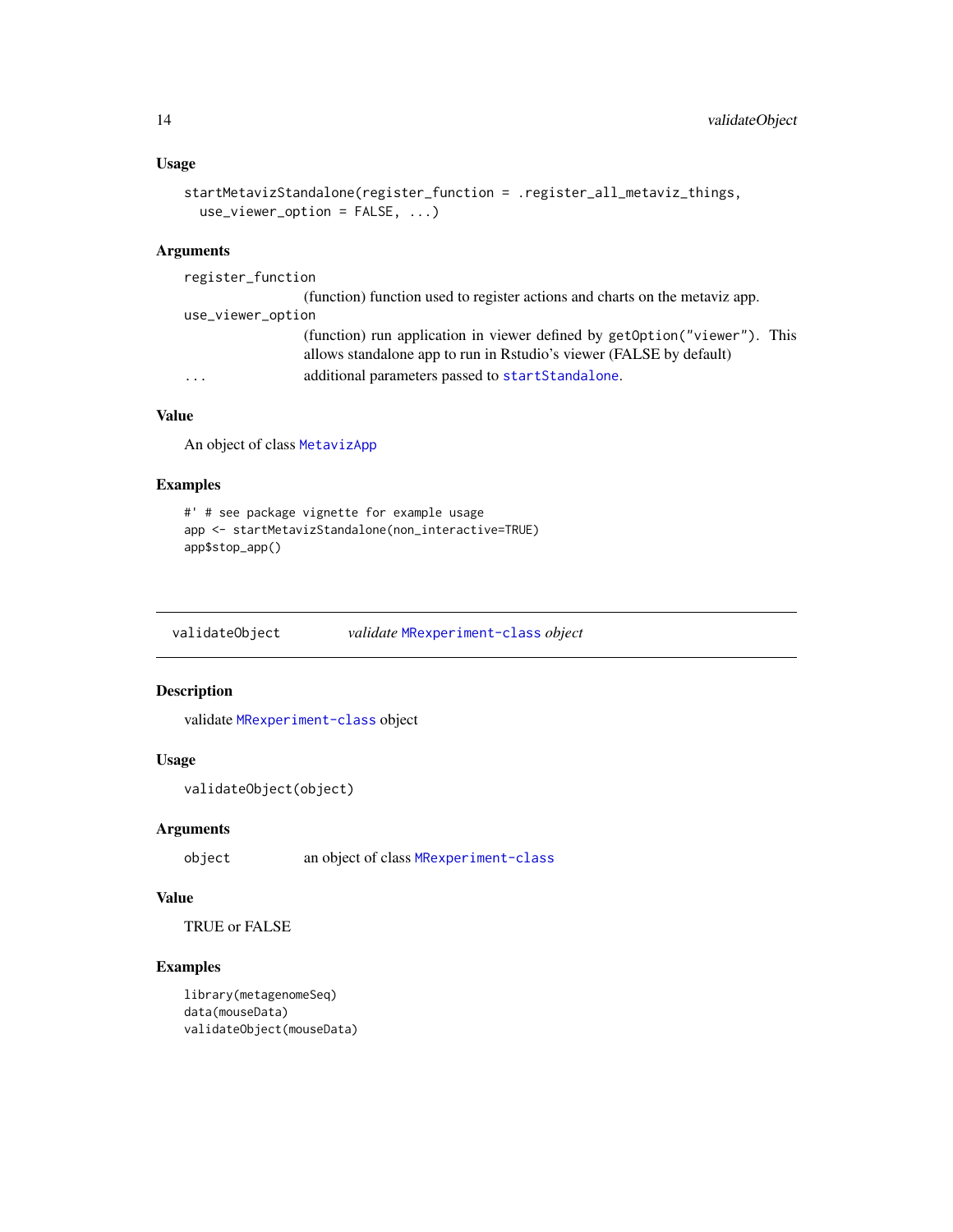### Usage

```
startMetavizStandalone(register_function = .register_all_metaviz_things,
  use_viewer_option = FALSE, ...)
```

### Arguments

- `register_function` (function) function used to register actions and charts on the metaviz app.
- `use_viewer_option` (function) run application in viewer defined by `getOption("viewer")`. This allows standalone app to run in Rstudio's viewer (FALSE by default)
- `...` additional parameters passed to `startStandalone`.

### Value

An object of class `MetavizApp`

### Examples

```
#' # see package vignette for example usage
app <- startMetavizStandalone(non_interactive=TRUE)
app$stop_app()
```

---

## validateObject &nbsp;&nbsp;&nbsp; *validate `MRexperiment-class` object*

---

### Description

validate `MRexperiment-class` object

### Usage

```
validateObject(object)
```

### Arguments

- `object` an object of class `MRexperiment-class`

### Value

TRUE or FALSE

### Examples

```
library(metagenomeSeq)
data(mouseData)
validateObject(mouseData)
```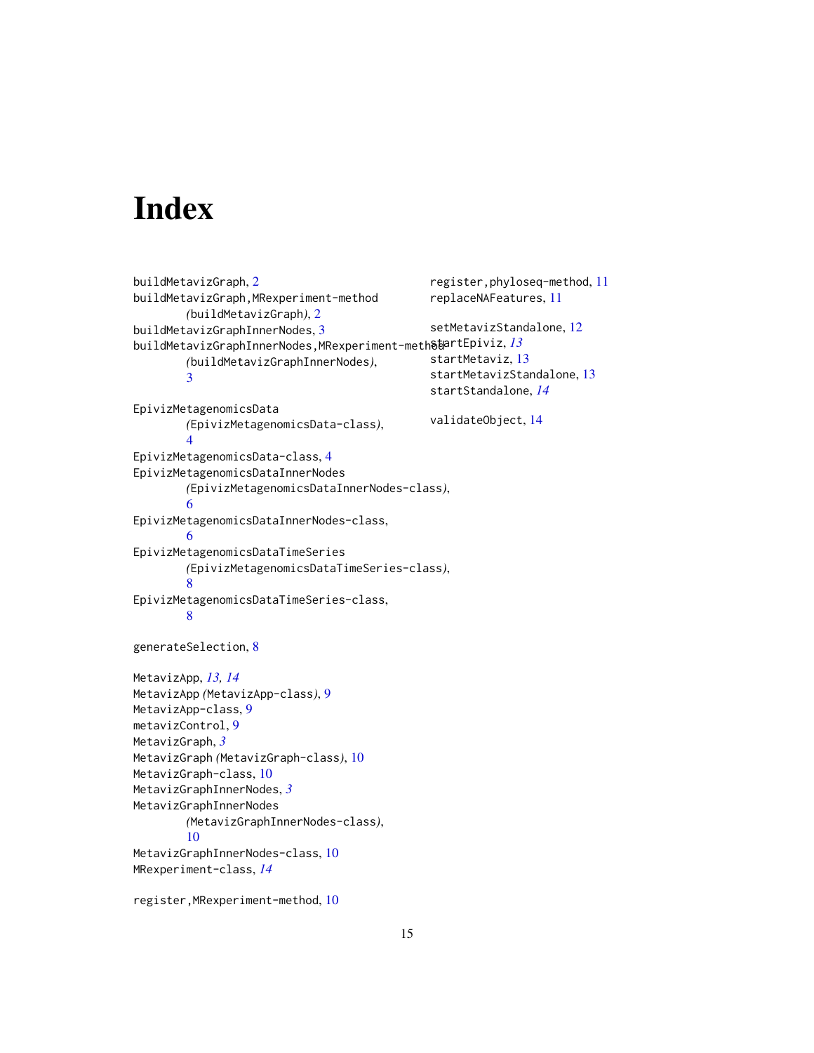# Index

buildMetavizGraph, 2
buildMetavizGraph,MRexperiment-method (buildMetavizGraph), 2
buildMetavizGraphInnerNodes, 3
buildMetavizGraphInnerNodes,MRexperiment-method (buildMetavizGraphInnerNodes), 3

EpivizMetagenomicsData (EpivizMetagenomicsData-class), 4
EpivizMetagenomicsData-class, 4
EpivizMetagenomicsDataInnerNodes (EpivizMetagenomicsDataInnerNodes-class), 6
EpivizMetagenomicsDataInnerNodes-class, 6
EpivizMetagenomicsDataTimeSeries (EpivizMetagenomicsDataTimeSeries-class), 8
EpivizMetagenomicsDataTimeSeries-class, 8

generateSelection, 8

MetavizApp, *13, 14*
MetavizApp (MetavizApp-class), 9
MetavizApp-class, 9
metavizControl, 9
MetavizGraph, *3*
MetavizGraph (MetavizGraph-class), 10
MetavizGraph-class, 10
MetavizGraphInnerNodes, *3*
MetavizGraphInnerNodes (MetavizGraphInnerNodes-class), 10
MetavizGraphInnerNodes-class, 10
MRexperiment-class, *14*

register,MRexperiment-method, 10
register,phyloseq-method, 11
replaceNAFeatures, 11

setMetavizStandalone, 12
startEpiviz, *13*
startMetaviz, 13
startMetavizStandalone, 13
startStandalone, *14*

validateObject, 14